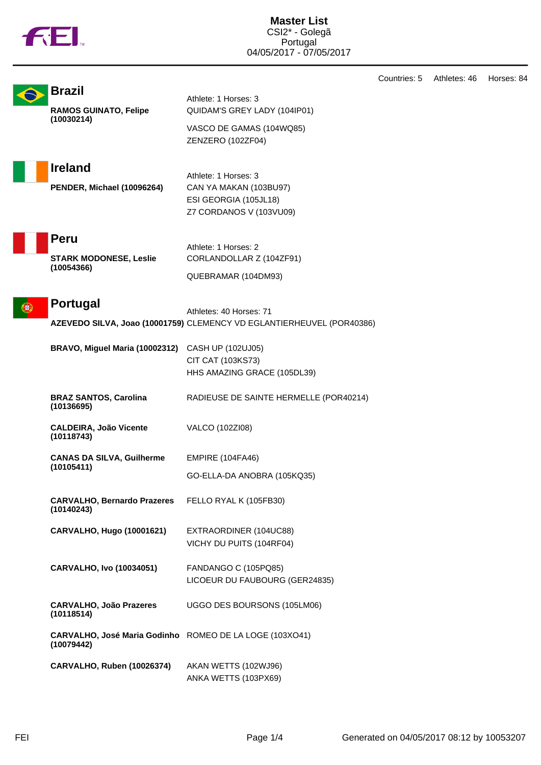# Master List

CSI2* - Golegã
Portugal
04/05/2017 - 07/05/2017

Countries: 5 Athletes: 46 Horses: 84

## Brazil

Athlete: 1 Horses: 3

**RAMOS GUINATO, Felipe (10030214)**
- QUIDAM'S GREY LADY (104IP01)
- VASCO DE GAMAS (104WQ85)
- ZENZERO (102ZF04)

## Ireland

Athlete: 1 Horses: 3

**PENDER, Michael (10096264)**
- CAN YA MAKAN (103BU97)
- ESI GEORGIA (105JL18)
- Z7 CORDANOS V (103VU09)

## Peru

Athlete: 1 Horses: 2

**STARK MODONESE, Leslie (10054366)**
- CORLANDOLLAR Z (104ZF91)
- QUEBRAMAR (104DM93)

## Portugal

Athletes: 40 Horses: 71

**AZEVEDO SILVA, Joao (10001759)**
- CLEMENCY VD EGLANTIERHEUVEL (POR40386)

**BRAVO, Miguel Maria (10002312)**
- CASH UP (102UJ05)
- CIT CAT (103KS73)
- HHS AMAZING GRACE (105DL39)

**BRAZ SANTOS, Carolina (10136695)**
- RADIEUSE DE SAINTE HERMELLE (POR40214)

**CALDEIRA, João Vicente (10118743)**
- VALCO (102ZI08)

**CANAS DA SILVA, Guilherme (10105411)**
- EMPIRE (104FA46)
- GO-ELLA-DA ANOBRA (105KQ35)

**CARVALHO, Bernardo Prazeres (10140243)**
- FELLO RYAL K (105FB30)

**CARVALHO, Hugo (10001621)**
- EXTRAORDINER (104UC88)
- VICHY DU PUITS (104RF04)

**CARVALHO, Ivo (10034051)**
- FANDANGO C (105PQ85)
- LICOEUR DU FAUBOURG (GER24835)

**CARVALHO, João Prazeres (10118514)**
- UGGO DES BOURSONS (105LM06)

**CARVALHO, José Maria Godinho (10079442)**
- ROMEO DE LA LOGE (103XO41)

**CARVALHO, Ruben (10026374)**
- AKAN WETTS (102WJ96)
- ANKA WETTS (103PX69)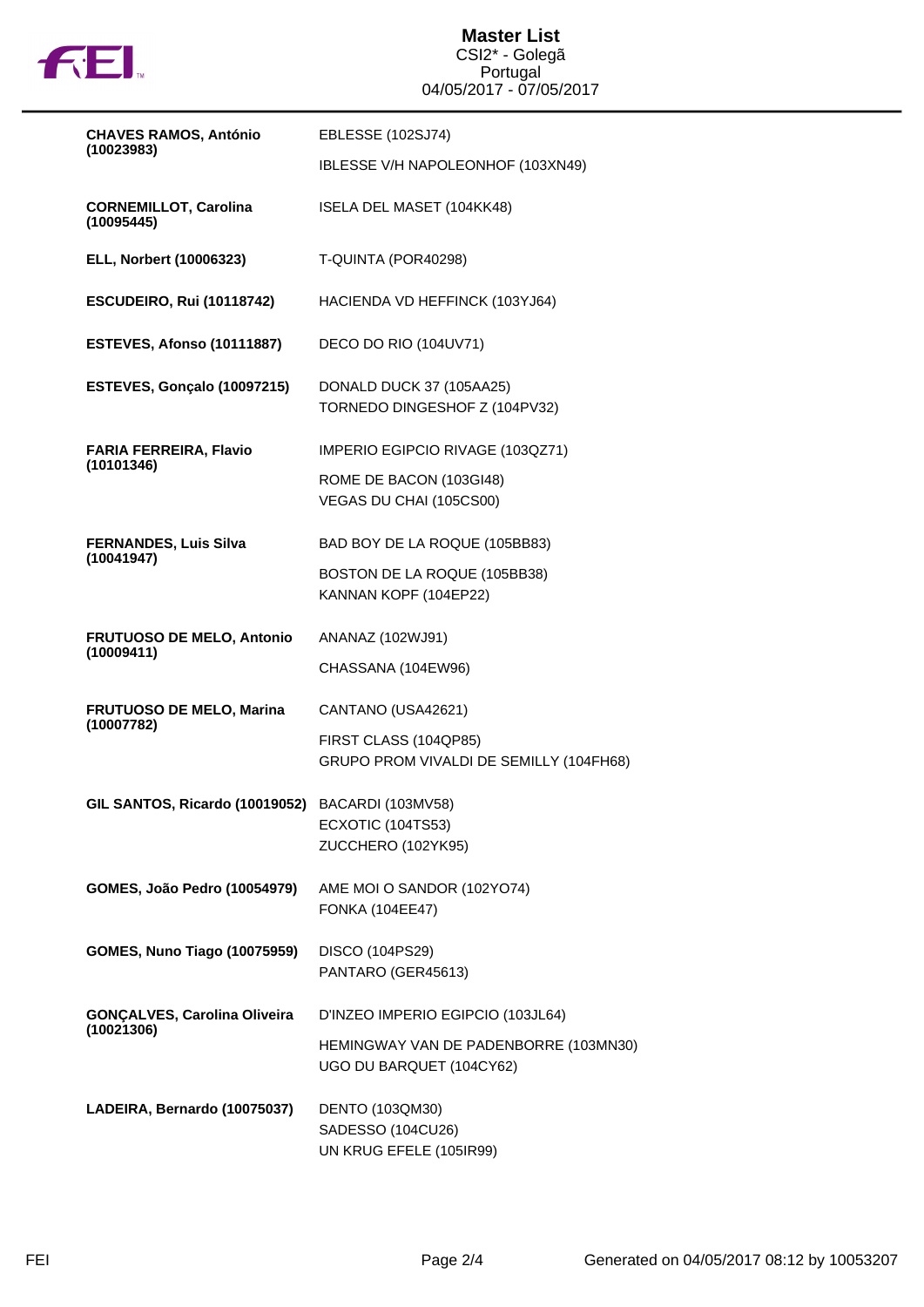| Rider | Horses |
| --- | --- |
| **CHAVES RAMOS, António (10023983)** | EBLESSE (102SJ74)<br>IBLESSE V/H NAPOLEONHOF (103XN49) |
| **CORNEMILLOT, Carolina (10095445)** | ISELA DEL MASET (104KK48) |
| **ELL, Norbert (10006323)** | T-QUINTA (POR40298) |
| **ESCUDEIRO, Rui (10118742)** | HACIENDA VD HEFFINCK (103YJ64) |
| **ESTEVES, Afonso (10111887)** | DECO DO RIO (104UV71) |
| **ESTEVES, Gonçalo (10097215)** | DONALD DUCK 37 (105AA25)<br>TORNEDO DINGESHOF Z (104PV32) |
| **FARIA FERREIRA, Flavio (10101346)** | IMPERIO EGIPCIO RIVAGE (103QZ71)<br>ROME DE BACON (103GI48)<br>VEGAS DU CHAI (105CS00) |
| **FERNANDES, Luis Silva (10041947)** | BAD BOY DE LA ROQUE (105BB83)<br>BOSTON DE LA ROQUE (105BB38)<br>KANNAN KOPF (104EP22) |
| **FRUTUOSO DE MELO, Antonio (10009411)** | ANANAZ (102WJ91)<br>CHASSANA (104EW96) |
| **FRUTUOSO DE MELO, Marina (10007782)** | CANTANO (USA42621)<br>FIRST CLASS (104QP85)<br>GRUPO PROM VIVALDI DE SEMILLY (104FH68) |
| **GIL SANTOS, Ricardo (10019052)** | BACARDI (103MV58)<br>ECXOTIC (104TS53)<br>ZUCCHERO (102YK95) |
| **GOMES, João Pedro (10054979)** | AME MOI O SANDOR (102YO74)<br>FONKA (104EE47) |
| **GOMES, Nuno Tiago (10075959)** | DISCO (104PS29)<br>PANTARO (GER45613) |
| **GONÇALVES, Carolina Oliveira (10021306)** | D'INZEO IMPERIO EGIPCIO (103JL64)<br>HEMINGWAY VAN DE PADENBORRE (103MN30)<br>UGO DU BARQUET (104CY62) |
| **LADEIRA, Bernardo (10075037)** | DENTO (103QM30)<br>SADESSO (104CU26)<br>UN KRUG EFELE (105IR99) |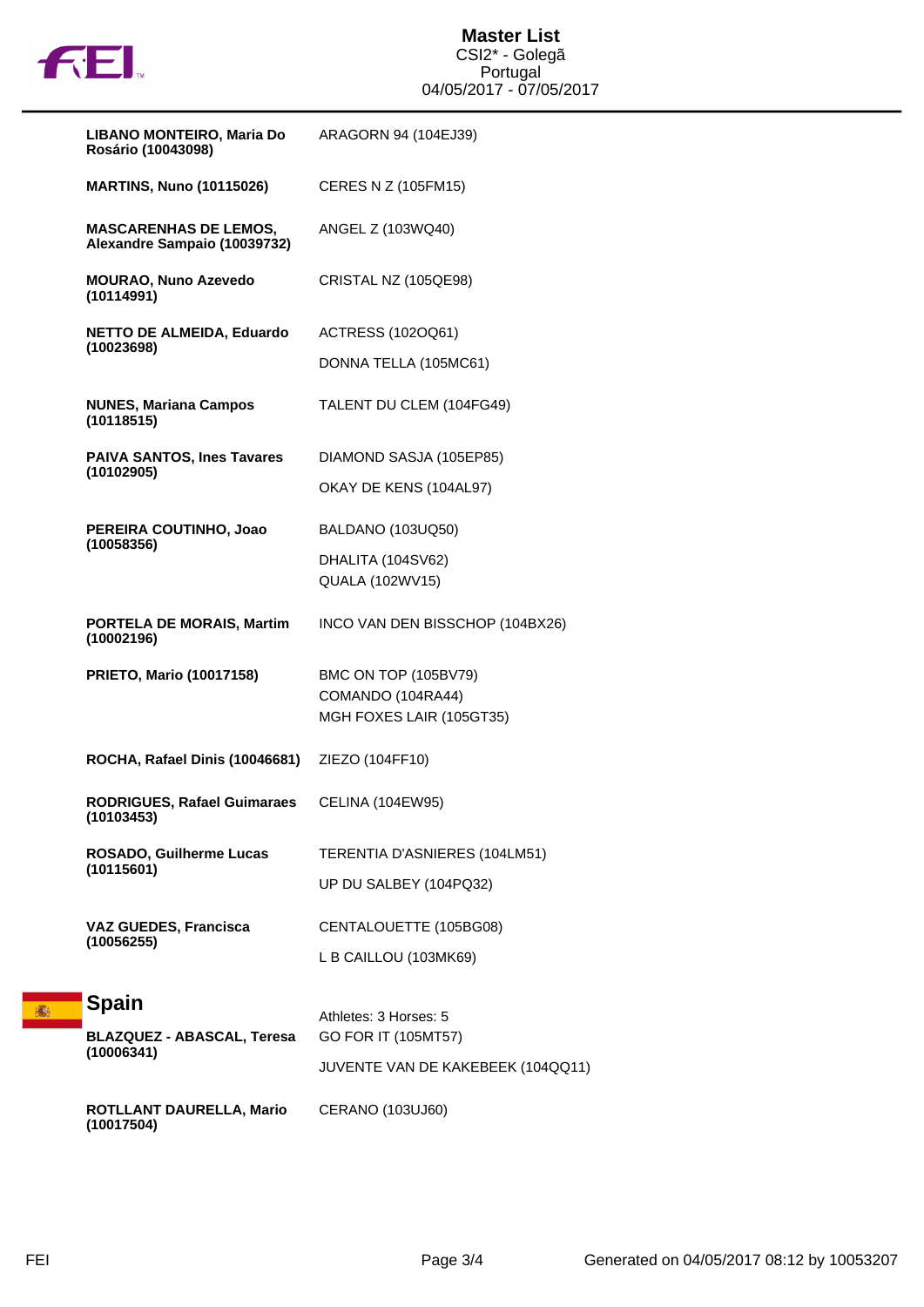| Athlete | Horse(s) |
|---|---|
| **LIBANO MONTEIRO, Maria Do Rosário (10043098)** | ARAGORN 94 (104EJ39) |
| **MARTINS, Nuno (10115026)** | CERES N Z (105FM15) |
| **MASCARENHAS DE LEMOS, Alexandre Sampaio (10039732)** | ANGEL Z (103WQ40) |
| **MOURAO, Nuno Azevedo (10114991)** | CRISTAL NZ (105QE98) |
| **NETTO DE ALMEIDA, Eduardo (10023698)** | ACTRESS (102OQ61)<br>DONNA TELLA (105MC61) |
| **NUNES, Mariana Campos (10118515)** | TALENT DU CLEM (104FG49) |
| **PAIVA SANTOS, Ines Tavares (10102905)** | DIAMOND SASJA (105EP85)<br>OKAY DE KENS (104AL97) |
| **PEREIRA COUTINHO, Joao (10058356)** | BALDANO (103UQ50)<br>DHALITA (104SV62)<br>QUALA (102WV15) |
| **PORTELA DE MORAIS, Martim (10002196)** | INCO VAN DEN BISSCHOP (104BX26) |
| **PRIETO, Mario (10017158)** | BMC ON TOP (105BV79)<br>COMANDO (104RA44)<br>MGH FOXES LAIR (105GT35) |
| **ROCHA, Rafael Dinis (10046681)** | ZIEZO (104FF10) |
| **RODRIGUES, Rafael Guimaraes (10103453)** | CELINA (104EW95) |
| **ROSADO, Guilherme Lucas (10115601)** | TERENTIA D'ASNIERES (104LM51)<br>UP DU SALBEY (104PQ32) |
| **VAZ GUEDES, Francisca (10056255)** | CENTALOUETTE (105BG08)<br>L B CAILLOU (103MK69) |

## Spain

Athletes: 3 Horses: 5

| Athlete | Horse(s) |
|---|---|
| **BLAZQUEZ - ABASCAL, Teresa (10006341)** | GO FOR IT (105MT57)<br>JUVENTE VAN DE KAKEBEEK (104QQ11) |
| **ROTLLANT DAURELLA, Mario (10017504)** | CERANO (103UJ60) |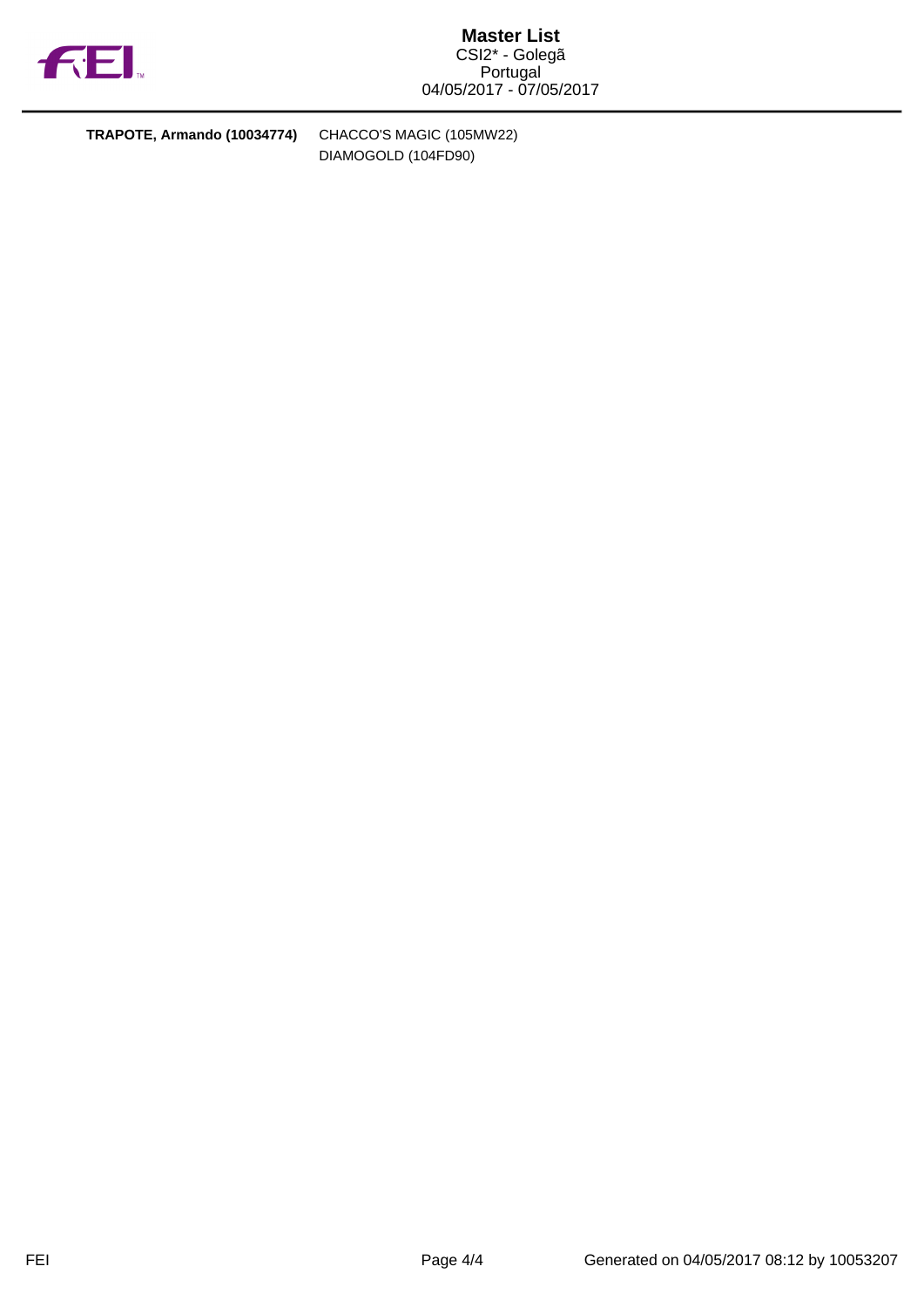| | |
|---|---|
| **TRAPOTE, Armando (10034774)** | CHACCO'S MAGIC (105MW22) |
| | DIAMOGOLD (104FD90) |